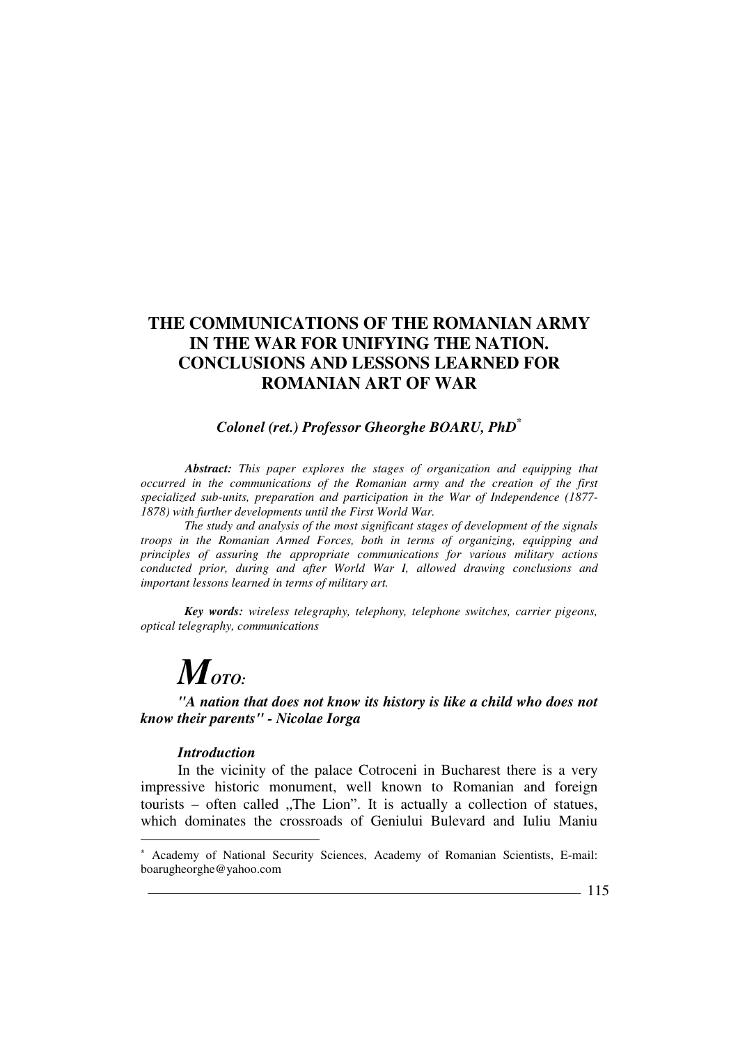# THE COMMUNICATIONS OF THE ROMANIAN ARMY IN THE WAR FOR UNIFYING THE NATION. CONCLUSIONS AND LESSONS LEARNED FOR ROMANIAN ART OF WAR

***Colonel (ret.) Professor Gheorghe BOARU, PhD**[*]

***Abstract:*** *This paper explores the stages of organization and equipping that occurred in the communications of the Romanian army and the creation of the first specialized sub-units, preparation and participation in the War of Independence (1877-1878) with further developments until the First World War.*

*The study and analysis of the most significant stages of development of the signals troops in the Romanian Armed Forces, both in terms of organizing, equipping and principles of assuring the appropriate communications for various military actions conducted prior, during and after World War I, allowed drawing conclusions and important lessons learned in terms of military art.*

***Key words:*** *wireless telegraphy, telephony, telephone switches, carrier pigeons, optical telegraphy, communications*

***MOTO:***

***"A nation that does not know its history is like a child who does not know their parents" - Nicolae Iorga***

***Introduction***

In the vicinity of the palace Cotroceni in Bucharest there is a very impressive historic monument, well known to Romanian and foreign tourists – often called „The Lion". It is actually a collection of statues, which dominates the crossroads of Geniului Bulevard and Iuliu Maniu

---

[*] Academy of National Security Sciences, Academy of Romanian Scientists, E-mail: boarugheorghe@yahoo.com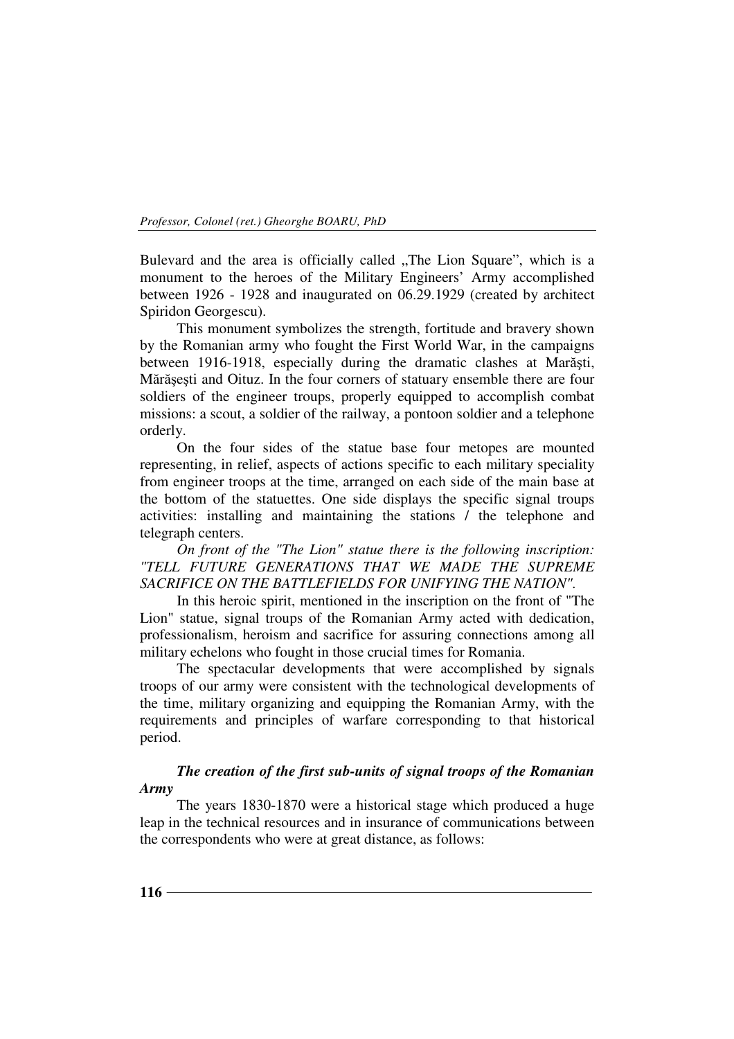Bulevard and the area is officially called „The Lion Square", which is a monument to the heroes of the Military Engineers' Army accomplished between 1926 - 1928 and inaugurated on 06.29.1929 (created by architect Spiridon Georgescu).

This monument symbolizes the strength, fortitude and bravery shown by the Romanian army who fought the First World War, in the campaigns between 1916-1918, especially during the dramatic clashes at Mărăşti, Mărăşeşti and Oituz. In the four corners of statuary ensemble there are four soldiers of the engineer troups, properly equipped to accomplish combat missions: a scout, a soldier of the railway, a pontoon soldier and a telephone orderly.

On the four sides of the statue base four metopes are mounted representing, in relief, aspects of actions specific to each military speciality from engineer troops at the time, arranged on each side of the main base at the bottom of the statuettes. One side displays the specific signal troups activities: installing and maintaining the stations / the telephone and telegraph centers.

*On front of the "The Lion" statue there is the following inscription: "TELL FUTURE GENERATIONS THAT WE MADE THE SUPREME SACRIFICE ON THE BATTLEFIELDS FOR UNIFYING THE NATION".*

In this heroic spirit, mentioned in the inscription on the front of "The Lion" statue, signal troups of the Romanian Army acted with dedication, professionalism, heroism and sacrifice for assuring connections among all military echelons who fought in those crucial times for Romania.

The spectacular developments that were accomplished by signals troops of our army were consistent with the technological developments of the time, military organizing and equipping the Romanian Army, with the requirements and principles of warfare corresponding to that historical period.

### *The creation of the first sub-units of signal troops of the Romanian Army*

The years 1830-1870 were a historical stage which produced a huge leap in the technical resources and in insurance of communications between the correspondents who were at great distance, as follows: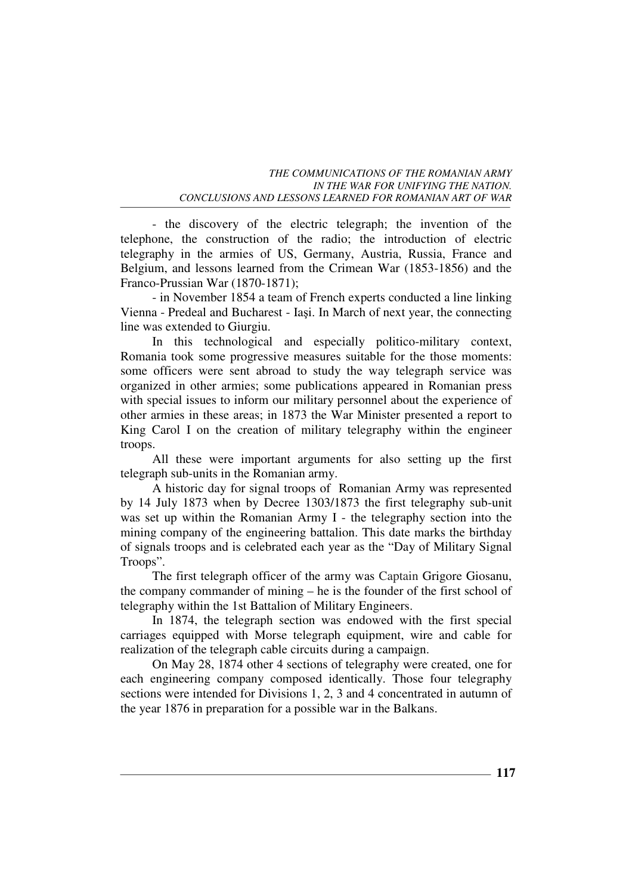- the discovery of the electric telegraph; the invention of the telephone, the construction of the radio; the introduction of electric telegraphy in the armies of US, Germany, Austria, Russia, France and Belgium, and lessons learned from the Crimean War (1853-1856) and the Franco-Prussian War (1870-1871);

- in November 1854 a team of French experts conducted a line linking Vienna - Predeal and Bucharest - Iaşi. In March of next year, the connecting line was extended to Giurgiu.

In this technological and especially politico-military context, Romania took some progressive measures suitable for the those moments: some officers were sent abroad to study the way telegraph service was organized in other armies; some publications appeared in Romanian press with special issues to inform our military personnel about the experience of other armies in these areas; in 1873 the War Minister presented a report to King Carol I on the creation of military telegraphy within the engineer troops.

All these were important arguments for also setting up the first telegraph sub-units in the Romanian army.

A historic day for signal troops of Romanian Army was represented by 14 July 1873 when by Decree 1303/1873 the first telegraphy sub-unit was set up within the Romanian Army I - the telegraphy section into the mining company of the engineering battalion. This date marks the birthday of signals troops and is celebrated each year as the "Day of Military Signal Troops".

The first telegraph officer of the army was Captain Grigore Giosanu, the company commander of mining – he is the founder of the first school of telegraphy within the 1st Battalion of Military Engineers.

In 1874, the telegraph section was endowed with the first special carriages equipped with Morse telegraph equipment, wire and cable for realization of the telegraph cable circuits during a campaign.

On May 28, 1874 other 4 sections of telegraphy were created, one for each engineering company composed identically. Those four telegraphy sections were intended for Divisions 1, 2, 3 and 4 concentrated in autumn of the year 1876 in preparation for a possible war in the Balkans.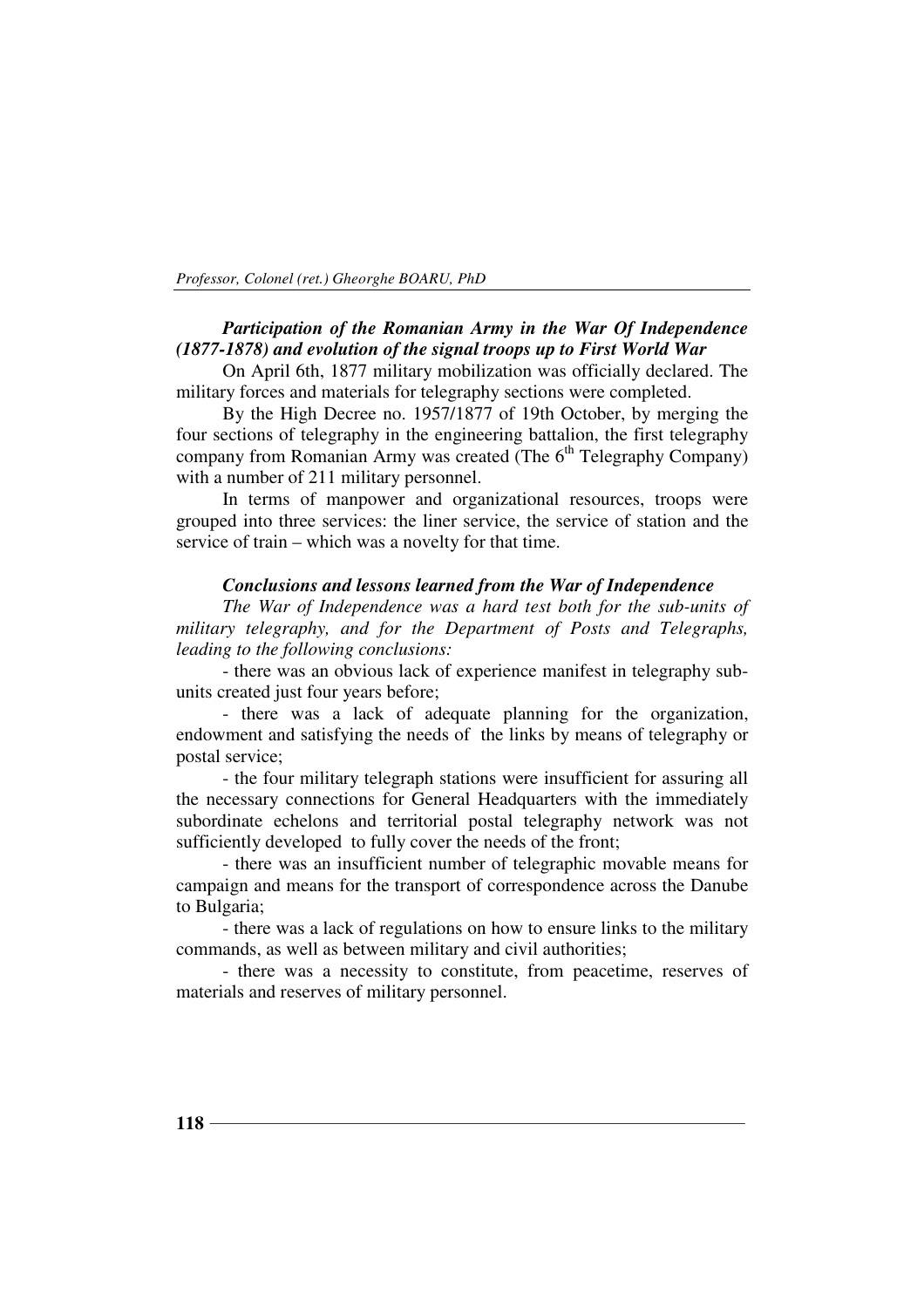### *Participation of the Romanian Army in the War Of Independence (1877-1878) and evolution of the signal troops up to First World War*

On April 6th, 1877 military mobilization was officially declared. The military forces and materials for telegraphy sections were completed.

By the High Decree no. 1957/1877 of 19th October, by merging the four sections of telegraphy in the engineering battalion, the first telegraphy company from Romanian Army was created (The 6th Telegraphy Company) with a number of 211 military personnel.

In terms of manpower and organizational resources, troops were grouped into three services: the liner service, the service of station and the service of train – which was a novelty for that time.

### *Conclusions and lessons learned from the War of Independence*

*The War of Independence was a hard test both for the sub-units of military telegraphy, and for the Department of Posts and Telegraphs, leading to the following conclusions:*

- there was an obvious lack of experience manifest in telegraphy sub-units created just four years before;
- there was a lack of adequate planning for the organization, endowment and satisfying the needs of the links by means of telegraphy or postal service;
- the four military telegraph stations were insufficient for assuring all the necessary connections for General Headquarters with the immediately subordinate echelons and territorial postal telegraphy network was not sufficiently developed to fully cover the needs of the front;
- there was an insufficient number of telegraphic movable means for campaign and means for the transport of correspondence across the Danube to Bulgaria;
- there was a lack of regulations on how to ensure links to the military commands, as well as between military and civil authorities;
- there was a necessity to constitute, from peacetime, reserves of materials and reserves of military personnel.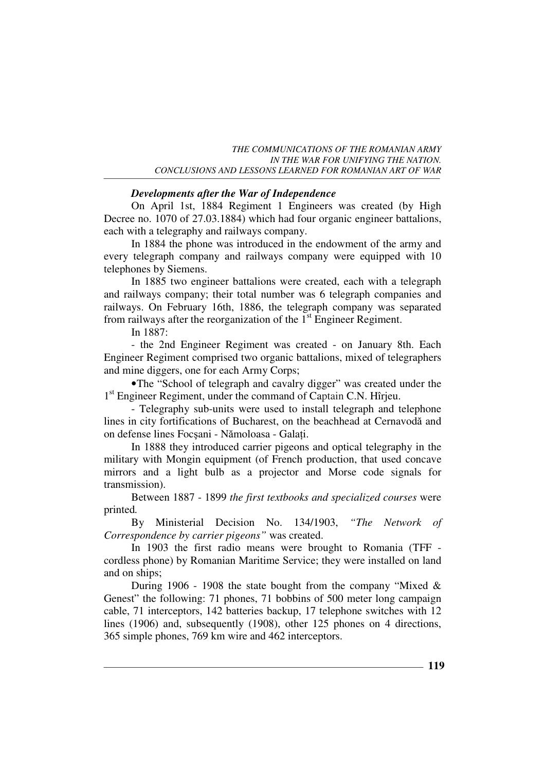### *Developments after the War of Independence*

On April 1st, 1884 Regiment 1 Engineers was created (by High Decree no. 1070 of 27.03.1884) which had four organic engineer battalions, each with a telegraphy and railways company.

In 1884 the phone was introduced in the endowment of the army and every telegraph company and railways company were equipped with 10 telephones by Siemens.

In 1885 two engineer battalions were created, each with a telegraph and railways company; their total number was 6 telegraph companies and railways. On February 16th, 1886, the telegraph company was separated from railways after the reorganization of the 1st Engineer Regiment.

In 1887:

- the 2nd Engineer Regiment was created - on January 8th. Each Engineer Regiment comprised two organic battalions, mixed of telegraphers and mine diggers, one for each Army Corps;

•The "School of telegraph and cavalry digger" was created under the 1st Engineer Regiment, under the command of Captain C.N. Hîrjeu.

- Telegraphy sub-units were used to install telegraph and telephone lines in city fortifications of Bucharest, on the beachhead at Cernavodă and on defense lines Focşani - Nămoloasa - Galați.

In 1888 they introduced carrier pigeons and optical telegraphy in the military with Mongin equipment (of French production, that used concave mirrors and a light bulb as a projector and Morse code signals for transmission).

Between 1887 - 1899 *the first textbooks and specialized courses* were printed*.*

By Ministerial Decision No. 134/1903, *"The Network of Correspondence by carrier pigeons"* was created.

In 1903 the first radio means were brought to Romania (TFF - cordless phone) by Romanian Maritime Service; they were installed on land and on ships;

During 1906 - 1908 the state bought from the company "Mixed & Genest" the following: 71 phones, 71 bobbins of 500 meter long campaign cable, 71 interceptors, 142 batteries backup, 17 telephone switches with 12 lines (1906) and, subsequently (1908), other 125 phones on 4 directions, 365 simple phones, 769 km wire and 462 interceptors.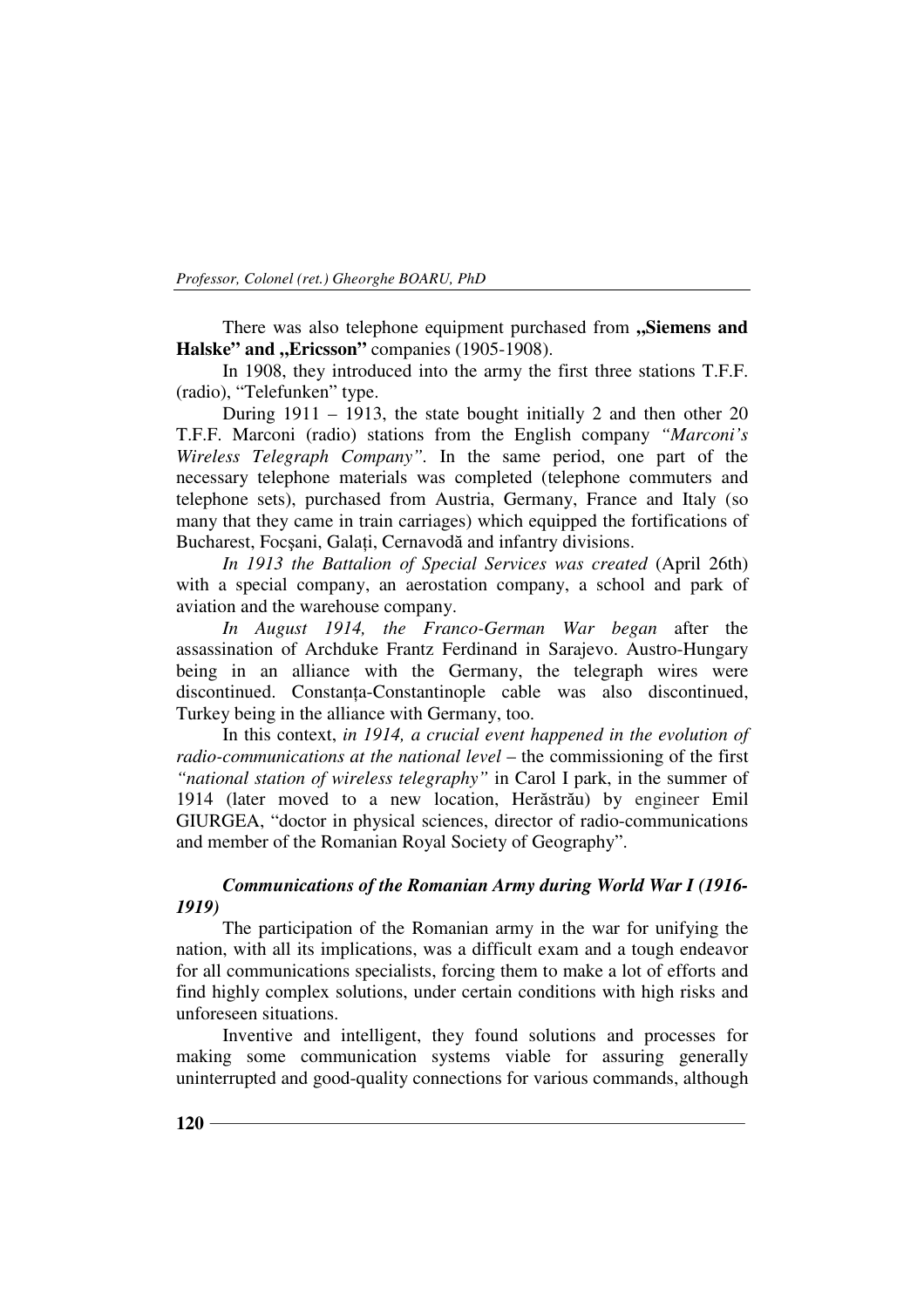There was also telephone equipment purchased from **„Siemens and Halske" and „Ericsson"** companies (1905-1908).

In 1908, they introduced into the army the first three stations T.F.F. (radio), "Telefunken" type.

During 1911 – 1913, the state bought initially 2 and then other 20 T.F.F. Marconi (radio) stations from the English company *"Marconi's Wireless Telegraph Company"*. In the same period, one part of the necessary telephone materials was completed (telephone commuters and telephone sets), purchased from Austria, Germany, France and Italy (so many that they came in train carriages) which equipped the fortifications of Bucharest, Focşani, Galaţi, Cernavodă and infantry divisions.

*In 1913 the Battalion of Special Services was created* (April 26th) with a special company, an aerostation company, a school and park of aviation and the warehouse company.

*In August 1914, the Franco-German War began* after the assassination of Archduke Frantz Ferdinand in Sarajevo. Austro-Hungary being in an alliance with the Germany, the telegraph wires were discontinued. Constanţa-Constantinople cable was also discontinued, Turkey being in the alliance with Germany, too.

In this context, *in 1914, a crucial event happened in the evolution of radio-communications at the national level* – the commissioning of the first *"national station of wireless telegraphy"* in Carol I park, in the summer of 1914 (later moved to a new location, Herăstrău) by engineer Emil GIURGEA, "doctor in physical sciences, director of radio-communications and member of the Romanian Royal Society of Geography".

### *Communications of the Romanian Army during World War I (1916-1919)*

The participation of the Romanian army in the war for unifying the nation, with all its implications, was a difficult exam and a tough endeavor for all communications specialists, forcing them to make a lot of efforts and find highly complex solutions, under certain conditions with high risks and unforeseen situations.

Inventive and intelligent, they found solutions and processes for making some communication systems viable for assuring generally uninterrupted and good-quality connections for various commands, although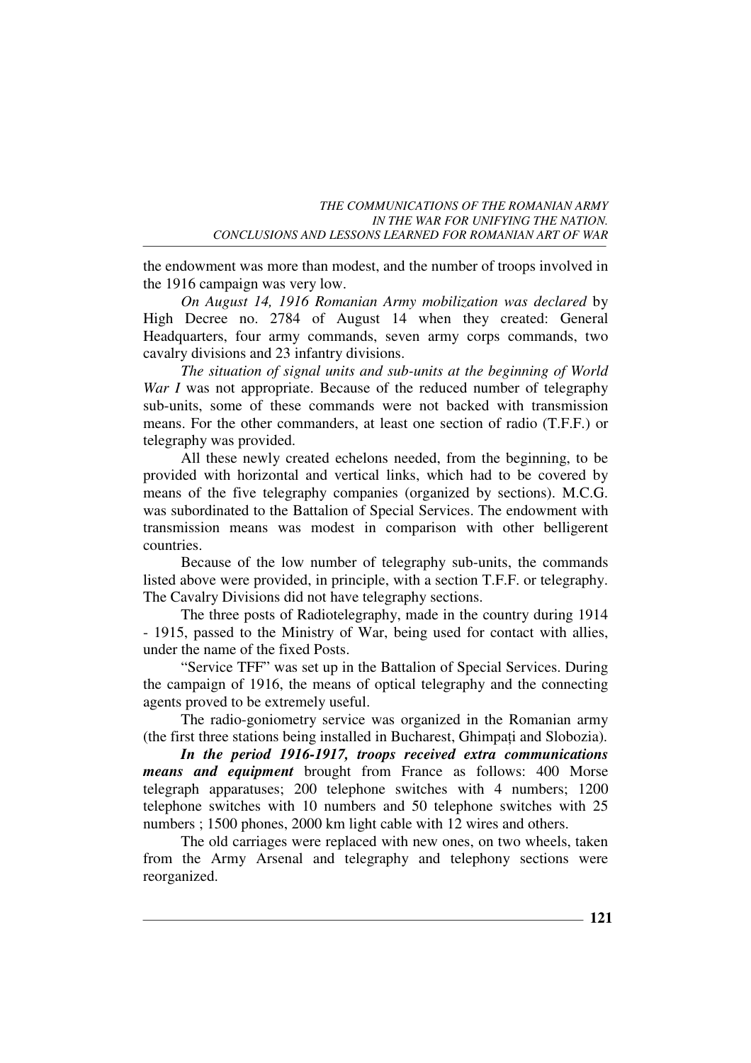the endowment was more than modest, and the number of troops involved in the 1916 campaign was very low.

*On August 14, 1916 Romanian Army mobilization was declared* by High Decree no. 2784 of August 14 when they created: General Headquarters, four army commands, seven army corps commands, two cavalry divisions and 23 infantry divisions.

*The situation of signal units and sub-units at the beginning of World War I* was not appropriate. Because of the reduced number of telegraphy sub-units, some of these commands were not backed with transmission means. For the other commanders, at least one section of radio (T.F.F.) or telegraphy was provided.

All these newly created echelons needed, from the beginning, to be provided with horizontal and vertical links, which had to be covered by means of the five telegraphy companies (organized by sections). M.C.G. was subordinated to the Battalion of Special Services. The endowment with transmission means was modest in comparison with other belligerent countries.

Because of the low number of telegraphy sub-units, the commands listed above were provided, in principle, with a section T.F.F. or telegraphy. The Cavalry Divisions did not have telegraphy sections.

The three posts of Radiotelegraphy, made in the country during 1914 - 1915, passed to the Ministry of War, being used for contact with allies, under the name of the fixed Posts.

"Service TFF" was set up in the Battalion of Special Services. During the campaign of 1916, the means of optical telegraphy and the connecting agents proved to be extremely useful.

The radio-goniometry service was organized in the Romanian army (the first three stations being installed in Bucharest, Ghimpați and Slobozia).

***In the period 1916-1917, troops received extra communications means and equipment*** brought from France as follows: 400 Morse telegraph apparatuses; 200 telephone switches with 4 numbers; 1200 telephone switches with 10 numbers and 50 telephone switches with 25 numbers ; 1500 phones, 2000 km light cable with 12 wires and others.

The old carriages were replaced with new ones, on two wheels, taken from the Army Arsenal and telegraphy and telephony sections were reorganized.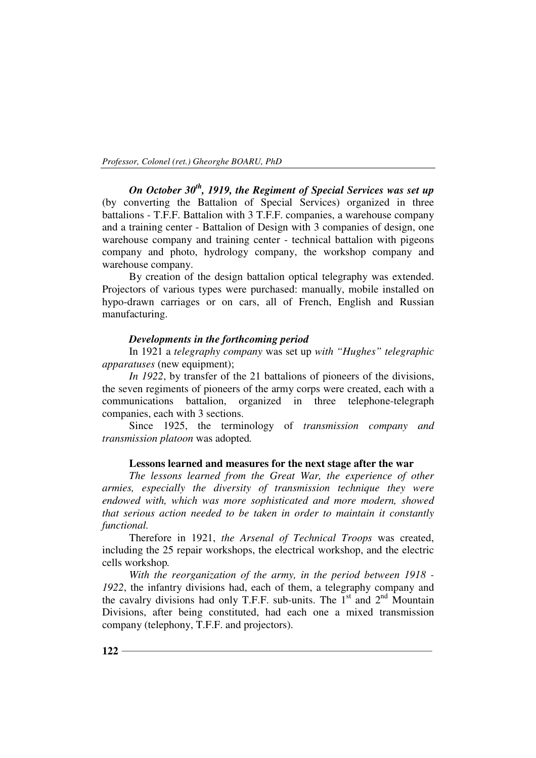***On October 30th, 1919, the Regiment of Special Services was set up*** (by converting the Battalion of Special Services) organized in three battalions - T.F.F. Battalion with 3 T.F.F. companies, a warehouse company and a training center - Battalion of Design with 3 companies of design, one warehouse company and training center - technical battalion with pigeons company and photo, hydrology company, the workshop company and warehouse company.

By creation of the design battalion optical telegraphy was extended. Projectors of various types were purchased: manually, mobile installed on hypo-drawn carriages or on cars, all of French, English and Russian manufacturing.

***Developments in the forthcoming period***

In 1921 a *telegraphy company* was set up *with "Hughes" telegraphic apparatuses* (new equipment);

*In 1922*, by transfer of the 21 battalions of pioneers of the divisions, the seven regiments of pioneers of the army corps were created, each with a communications battalion, organized in three telephone-telegraph companies, each with 3 sections.

Since 1925, the terminology of *transmission company and transmission platoon* was adopted*.*

**Lessons learned and measures for the next stage after the war**

*The lessons learned from the Great War, the experience of other armies, especially the diversity of transmission technique they were endowed with, which was more sophisticated and more modern, showed that serious action needed to be taken in order to maintain it constantly functional.*

Therefore in 1921, *the Arsenal of Technical Troops* was created, including the 25 repair workshops, the electrical workshop, and the electric cells workshop*.*

*With the reorganization of the army, in the period between 1918 - 1922*, the infantry divisions had, each of them, a telegraphy company and the cavalry divisions had only T.F.F. sub-units. The 1st and 2nd Mountain Divisions, after being constituted, had each one a mixed transmission company (telephony, T.F.F. and projectors).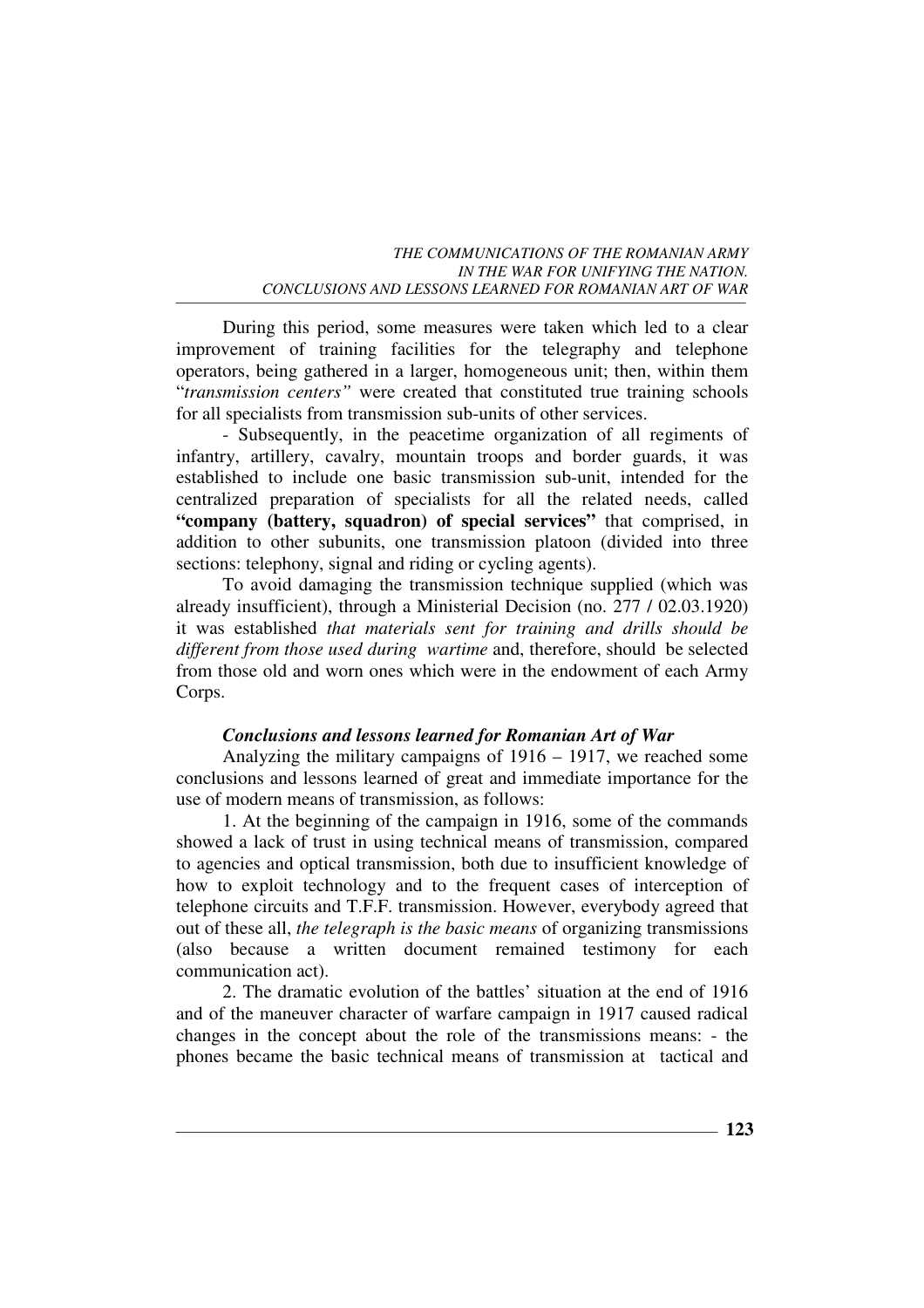During this period, some measures were taken which led to a clear improvement of training facilities for the telegraphy and telephone operators, being gathered in a larger, homogeneous unit; then, within them "*transmission centers*" were created that constituted true training schools for all specialists from transmission sub-units of other services.

- Subsequently, in the peacetime organization of all regiments of infantry, artillery, cavalry, mountain troops and border guards, it was established to include one basic transmission sub-unit, intended for the centralized preparation of specialists for all the related needs, called **"company (battery, squadron) of special services"** that comprised, in addition to other subunits, one transmission platoon (divided into three sections: telephony, signal and riding or cycling agents).

To avoid damaging the transmission technique supplied (which was already insufficient), through a Ministerial Decision (no. 277 / 02.03.1920) it was established *that materials sent for training and drills should be different from those used during wartime* and, therefore, should be selected from those old and worn ones which were in the endowment of each Army Corps.

### *Conclusions and lessons learned for Romanian Art of War*

Analyzing the military campaigns of 1916 – 1917, we reached some conclusions and lessons learned of great and immediate importance for the use of modern means of transmission, as follows:

1. At the beginning of the campaign in 1916, some of the commands showed a lack of trust in using technical means of transmission, compared to agencies and optical transmission, both due to insufficient knowledge of how to exploit technology and to the frequent cases of interception of telephone circuits and T.F.F. transmission. However, everybody agreed that out of these all, *the telegraph is the basic means* of organizing transmissions (also because a written document remained testimony for each communication act).

2. The dramatic evolution of the battles' situation at the end of 1916 and of the maneuver character of warfare campaign in 1917 caused radical changes in the concept about the role of the transmissions means: - the phones became the basic technical means of transmission at tactical and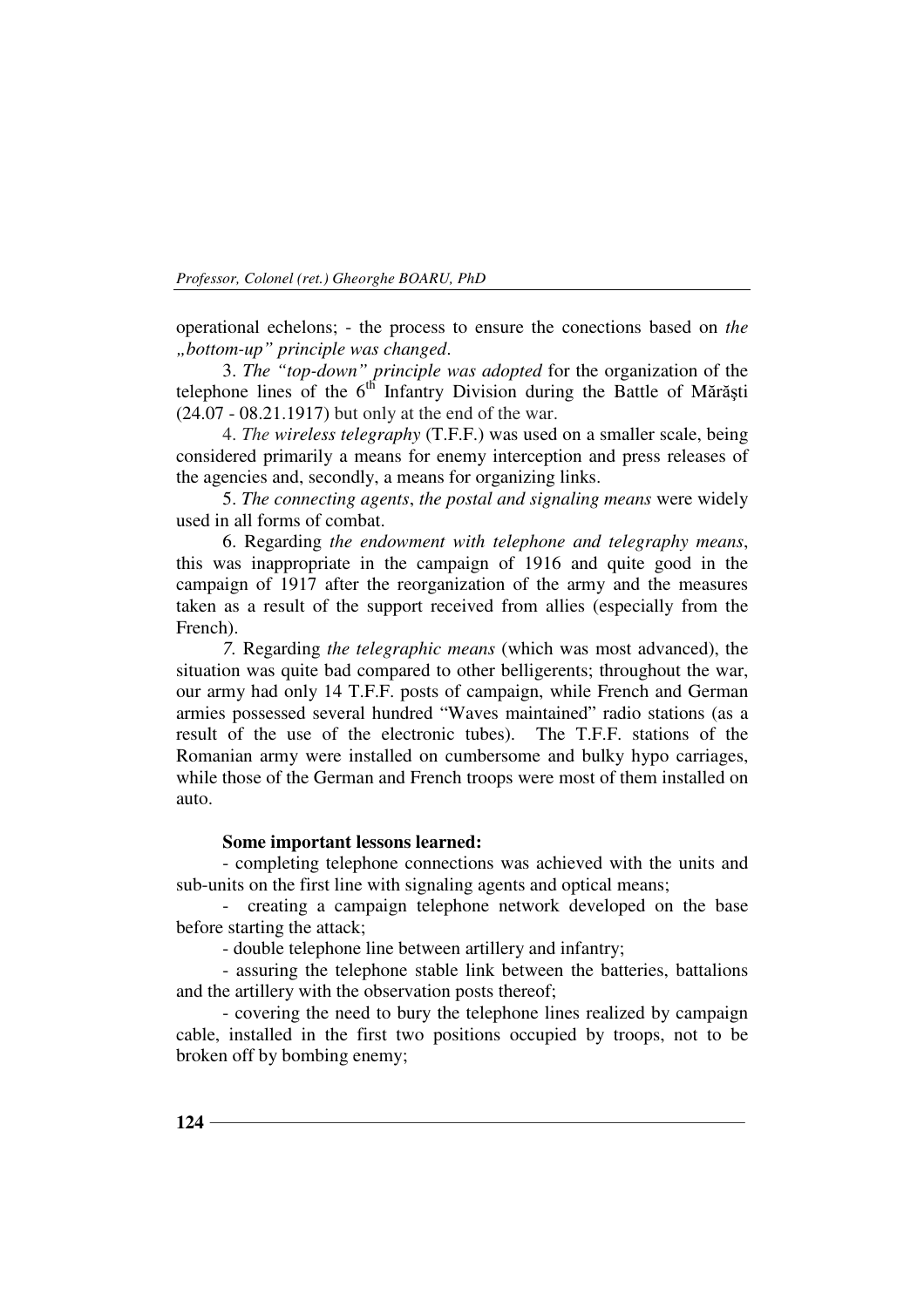operational echelons; - the process to ensure the conections based on *the „bottom-up" principle was changed*.

3. *The "top-down" principle was adopted* for the organization of the telephone lines of the 6th Infantry Division during the Battle of Mărăşti (24.07 - 08.21.1917) but only at the end of the war.

4. *The wireless telegraphy* (T.F.F.) was used on a smaller scale, being considered primarily a means for enemy interception and press releases of the agencies and, secondly, a means for organizing links.

5. *The connecting agents*, *the postal and signaling means* were widely used in all forms of combat.

6. Regarding *the endowment with telephone and telegraphy means*, this was inappropriate in the campaign of 1916 and quite good in the campaign of 1917 after the reorganization of the army and the measures taken as a result of the support received from allies (especially from the French).

*7.* Regarding *the telegraphic means* (which was most advanced), the situation was quite bad compared to other belligerents; throughout the war, our army had only 14 T.F.F. posts of campaign, while French and German armies possessed several hundred "Waves maintained" radio stations (as a result of the use of the electronic tubes). The T.F.F. stations of the Romanian army were installed on cumbersome and bulky hypo carriages, while those of the German and French troops were most of them installed on auto.

**Some important lessons learned:**

- completing telephone connections was achieved with the units and sub-units on the first line with signaling agents and optical means;
- creating a campaign telephone network developed on the base before starting the attack;
- double telephone line between artillery and infantry;
- assuring the telephone stable link between the batteries, battalions and the artillery with the observation posts thereof;
- covering the need to bury the telephone lines realized by campaign cable, installed in the first two positions occupied by troops, not to be broken off by bombing enemy;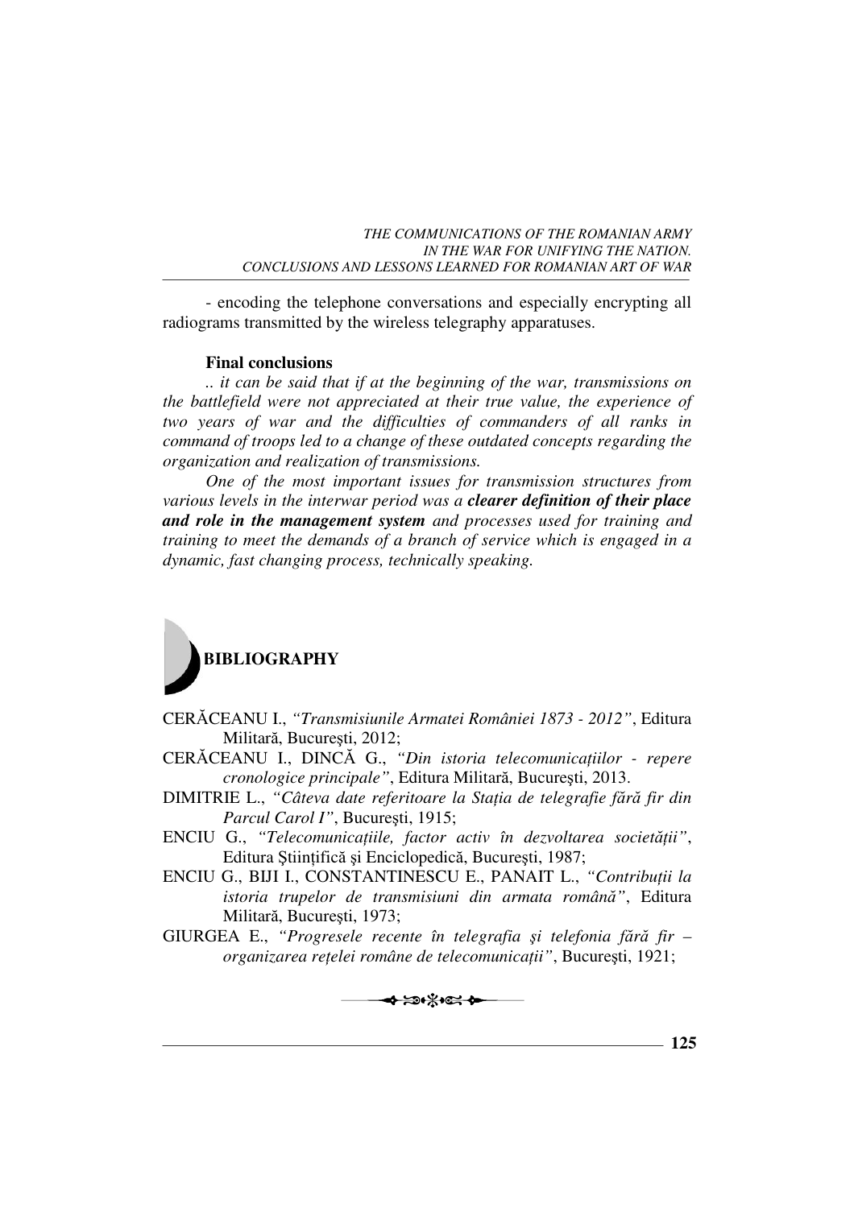- encoding the telephone conversations and especially encrypting all radiograms transmitted by the wireless telegraphy apparatuses.

**Final conclusions**

*.. it can be said that if at the beginning of the war, transmissions on the battlefield were not appreciated at their true value, the experience of two years of war and the difficulties of commanders of all ranks in command of troops led to a change of these outdated concepts regarding the organization and realization of transmissions.*

*One of the most important issues for transmission structures from various levels in the interwar period was a* ***clearer definition of their place and role in the management system*** *and processes used for training and training to meet the demands of a branch of service which is engaged in a dynamic, fast changing process, technically speaking.*

## BIBLIOGRAPHY

CERĂCEANU I., *"Transmisiunile Armatei României 1873 - 2012"*, Editura Militară, Bucureşti, 2012;

CERĂCEANU I., DINCĂ G., *"Din istoria telecomunicaţiilor - repere cronologice principale"*, Editura Militară, Bucureşti, 2013.

DIMITRIE L., *"Câteva date referitoare la Staţia de telegrafie fără fir din Parcul Carol I"*, Bucureşti, 1915;

ENCIU G., *"Telecomunicaţiile, factor activ în dezvoltarea societăţii"*, Editura Ştiinţifică şi Enciclopedică, Bucureşti, 1987;

ENCIU G., BIJI I., CONSTANTINESCU E., PANAIT L., *"Contribuţii la istoria trupelor de transmisiuni din armata română"*, Editura Militară, Bucureşti, 1973;

GIURGEA E., *"Progresele recente în telegrafia şi telefonia fără fir – organizarea reţelei române de telecomunicaţii"*, Bucureşti, 1921;